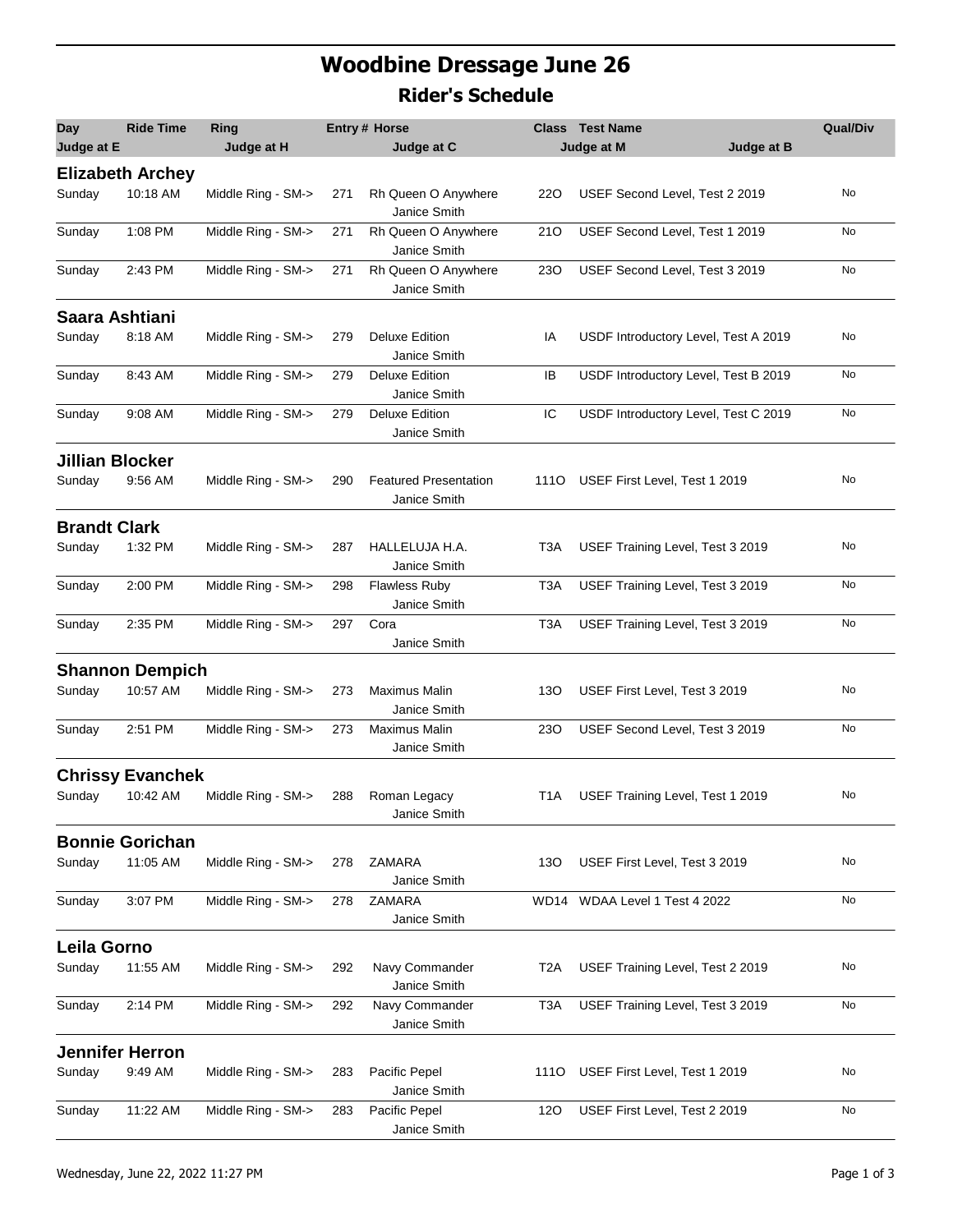# Woodbine Dressage June 26

## Rider's Schedule

| Day | Ride Time | Ring | Entry # | Horse | Class | Test Name | Qual/Div |
|---|---|---|---|---|---|---|---|
| Judge at E | | Judge at H | | Judge at C | | Judge at M / Judge at B | |

### Elizabeth Archey

| Day | Ride Time | Ring | Entry # | Horse / Judge at C | Class | Test Name | Qual/Div |
|---|---|---|---|---|---|---|---|
| Sunday | 10:18 AM | Middle Ring - SM-> | 271 | Rh Queen O Anywhere / Janice Smith | 22O | USEF Second Level, Test 2 2019 | No |
| Sunday | 1:08 PM | Middle Ring - SM-> | 271 | Rh Queen O Anywhere / Janice Smith | 21O | USEF Second Level, Test 1 2019 | No |
| Sunday | 2:43 PM | Middle Ring - SM-> | 271 | Rh Queen O Anywhere / Janice Smith | 23O | USEF Second Level, Test 3 2019 | No |

### Saara Ashtiani

| Day | Ride Time | Ring | Entry # | Horse / Judge at C | Class | Test Name | Qual/Div |
|---|---|---|---|---|---|---|---|
| Sunday | 8:18 AM | Middle Ring - SM-> | 279 | Deluxe Edition / Janice Smith | IA | USDF Introductory Level, Test A 2019 | No |
| Sunday | 8:43 AM | Middle Ring - SM-> | 279 | Deluxe Edition / Janice Smith | IB | USDF Introductory Level, Test B 2019 | No |
| Sunday | 9:08 AM | Middle Ring - SM-> | 279 | Deluxe Edition / Janice Smith | IC | USDF Introductory Level, Test C 2019 | No |

### Jillian Blocker

| Day | Ride Time | Ring | Entry # | Horse / Judge at C | Class | Test Name | Qual/Div |
|---|---|---|---|---|---|---|---|
| Sunday | 9:56 AM | Middle Ring - SM-> | 290 | Featured Presentation / Janice Smith | 111O | USEF First Level, Test 1 2019 | No |

### Brandt Clark

| Day | Ride Time | Ring | Entry # | Horse / Judge at C | Class | Test Name | Qual/Div |
|---|---|---|---|---|---|---|---|
| Sunday | 1:32 PM | Middle Ring - SM-> | 287 | HALLELUJA H.A. / Janice Smith | T3A | USEF Training Level, Test 3 2019 | No |
| Sunday | 2:00 PM | Middle Ring - SM-> | 298 | Flawless Ruby / Janice Smith | T3A | USEF Training Level, Test 3 2019 | No |
| Sunday | 2:35 PM | Middle Ring - SM-> | 297 | Cora / Janice Smith | T3A | USEF Training Level, Test 3 2019 | No |

### Shannon Dempich

| Day | Ride Time | Ring | Entry # | Horse / Judge at C | Class | Test Name | Qual/Div |
|---|---|---|---|---|---|---|---|
| Sunday | 10:57 AM | Middle Ring - SM-> | 273 | Maximus Malin / Janice Smith | 13O | USEF First Level, Test 3 2019 | No |
| Sunday | 2:51 PM | Middle Ring - SM-> | 273 | Maximus Malin / Janice Smith | 23O | USEF Second Level, Test 3 2019 | No |

### Chrissy Evanchek

| Day | Ride Time | Ring | Entry # | Horse / Judge at C | Class | Test Name | Qual/Div |
|---|---|---|---|---|---|---|---|
| Sunday | 10:42 AM | Middle Ring - SM-> | 288 | Roman Legacy / Janice Smith | T1A | USEF Training Level, Test 1 2019 | No |

### Bonnie Gorichan

| Day | Ride Time | Ring | Entry # | Horse / Judge at C | Class | Test Name | Qual/Div |
|---|---|---|---|---|---|---|---|
| Sunday | 11:05 AM | Middle Ring - SM-> | 278 | ZAMARA / Janice Smith | 13O | USEF First Level, Test 3 2019 | No |
| Sunday | 3:07 PM | Middle Ring - SM-> | 278 | ZAMARA / Janice Smith | WD14 | WDAA Level 1 Test 4 2022 | No |

### Leila Gorno

| Day | Ride Time | Ring | Entry # | Horse / Judge at C | Class | Test Name | Qual/Div |
|---|---|---|---|---|---|---|---|
| Sunday | 11:55 AM | Middle Ring - SM-> | 292 | Navy Commander / Janice Smith | T2A | USEF Training Level, Test 2 2019 | No |
| Sunday | 2:14 PM | Middle Ring - SM-> | 292 | Navy Commander / Janice Smith | T3A | USEF Training Level, Test 3 2019 | No |

### Jennifer Herron

| Day | Ride Time | Ring | Entry # | Horse / Judge at C | Class | Test Name | Qual/Div |
|---|---|---|---|---|---|---|---|
| Sunday | 9:49 AM | Middle Ring - SM-> | 283 | Pacific Pepel / Janice Smith | 111O | USEF First Level, Test 1 2019 | No |
| Sunday | 11:22 AM | Middle Ring - SM-> | 283 | Pacific Pepel / Janice Smith | 12O | USEF First Level, Test 2 2019 | No |

Wednesday, June 22, 2022 11:27 PM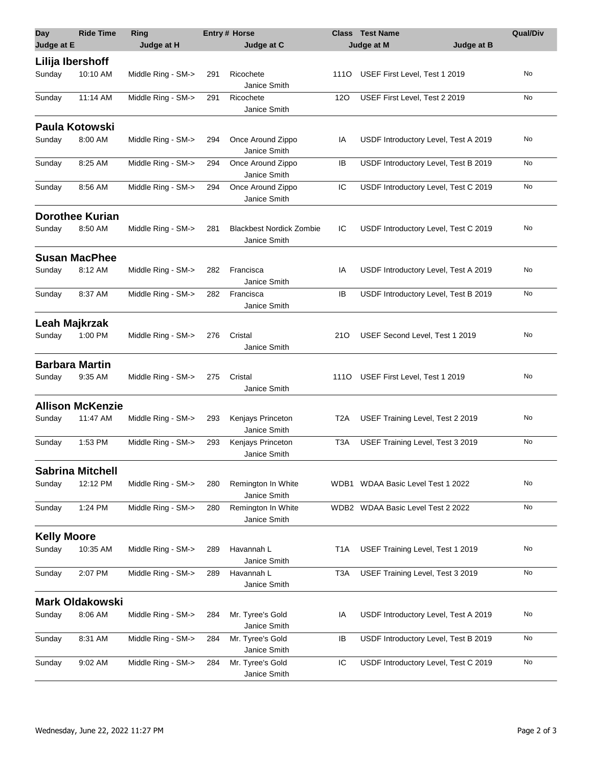| Day | Ride Time | Ring | Entry # | Horse | Class | Test Name | Qual/Div |
|---|---|---|---|---|---|---|---|
| Judge at E | | Judge at H | | Judge at C | | Judge at M / Judge at B | |
| **Lilija Ibershoff** | | | | | | | |
| Sunday | 10:10 AM | Middle Ring - SM-> | 291 | Ricochete<br>Janice Smith | 111O | USEF First Level, Test 1 2019 | No |
| Sunday | 11:14 AM | Middle Ring - SM-> | 291 | Ricochete<br>Janice Smith | 12O | USEF First Level, Test 2 2019 | No |
| **Paula Kotowski** | | | | | | | |
| Sunday | 8:00 AM | Middle Ring - SM-> | 294 | Once Around Zippo<br>Janice Smith | IA | USDF Introductory Level, Test A 2019 | No |
| Sunday | 8:25 AM | Middle Ring - SM-> | 294 | Once Around Zippo<br>Janice Smith | IB | USDF Introductory Level, Test B 2019 | No |
| Sunday | 8:56 AM | Middle Ring - SM-> | 294 | Once Around Zippo<br>Janice Smith | IC | USDF Introductory Level, Test C 2019 | No |
| **Dorothee Kurian** | | | | | | | |
| Sunday | 8:50 AM | Middle Ring - SM-> | 281 | Blackbest Nordick Zombie<br>Janice Smith | IC | USDF Introductory Level, Test C 2019 | No |
| **Susan MacPhee** | | | | | | | |
| Sunday | 8:12 AM | Middle Ring - SM-> | 282 | Francisca<br>Janice Smith | IA | USDF Introductory Level, Test A 2019 | No |
| Sunday | 8:37 AM | Middle Ring - SM-> | 282 | Francisca<br>Janice Smith | IB | USDF Introductory Level, Test B 2019 | No |
| **Leah Majkrzak** | | | | | | | |
| Sunday | 1:00 PM | Middle Ring - SM-> | 276 | Cristal<br>Janice Smith | 21O | USEF Second Level, Test 1 2019 | No |
| **Barbara Martin** | | | | | | | |
| Sunday | 9:35 AM | Middle Ring - SM-> | 275 | Cristal<br>Janice Smith | 111O | USEF First Level, Test 1 2019 | No |
| **Allison McKenzie** | | | | | | | |
| Sunday | 11:47 AM | Middle Ring - SM-> | 293 | Kenjays Princeton<br>Janice Smith | T2A | USEF Training Level, Test 2 2019 | No |
| Sunday | 1:53 PM | Middle Ring - SM-> | 293 | Kenjays Princeton<br>Janice Smith | T3A | USEF Training Level, Test 3 2019 | No |
| **Sabrina Mitchell** | | | | | | | |
| Sunday | 12:12 PM | Middle Ring - SM-> | 280 | Remington In White<br>Janice Smith | WDB1 | WDAA Basic Level Test 1 2022 | No |
| Sunday | 1:24 PM | Middle Ring - SM-> | 280 | Remington In White<br>Janice Smith | WDB2 | WDAA Basic Level Test 2 2022 | No |
| **Kelly Moore** | | | | | | | |
| Sunday | 10:35 AM | Middle Ring - SM-> | 289 | Havannah L<br>Janice Smith | T1A | USEF Training Level, Test 1 2019 | No |
| Sunday | 2:07 PM | Middle Ring - SM-> | 289 | Havannah L<br>Janice Smith | T3A | USEF Training Level, Test 3 2019 | No |
| **Mark Oldakowski** | | | | | | | |
| Sunday | 8:06 AM | Middle Ring - SM-> | 284 | Mr. Tyree's Gold<br>Janice Smith | IA | USDF Introductory Level, Test A 2019 | No |
| Sunday | 8:31 AM | Middle Ring - SM-> | 284 | Mr. Tyree's Gold<br>Janice Smith | IB | USDF Introductory Level, Test B 2019 | No |
| Sunday | 9:02 AM | Middle Ring - SM-> | 284 | Mr. Tyree's Gold<br>Janice Smith | IC | USDF Introductory Level, Test C 2019 | No |

Wednesday, June 22, 2022 11:27 PM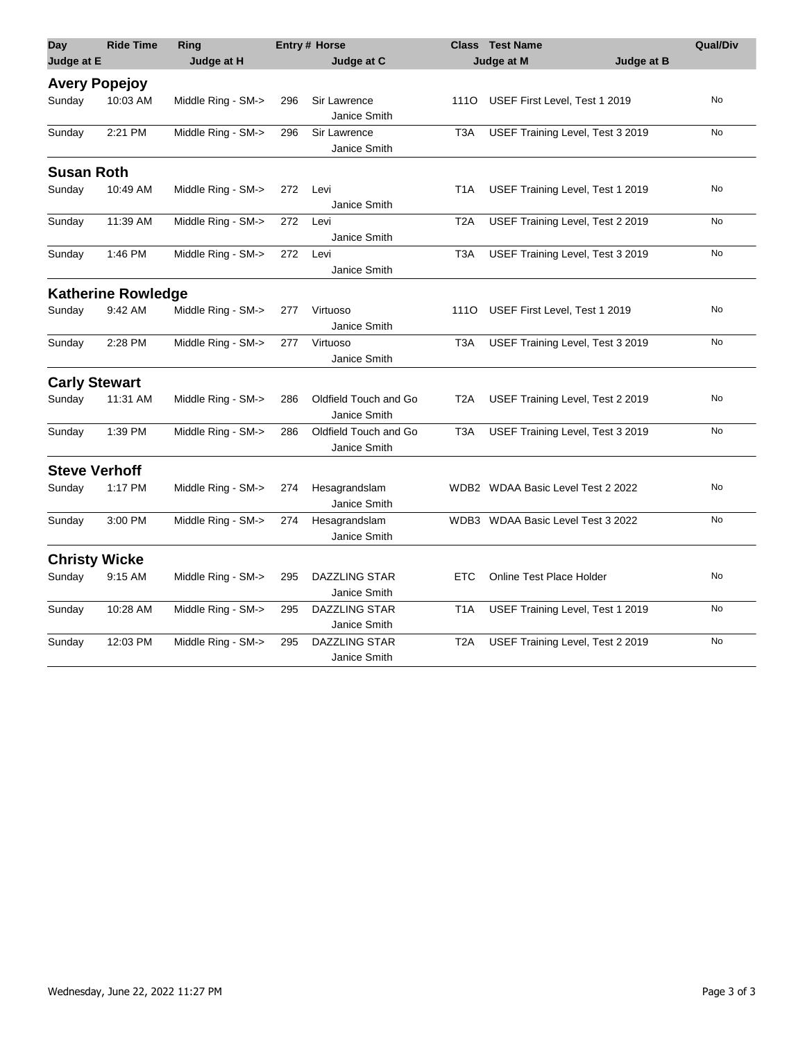| Day | Ride Time | Ring | Entry # | Horse | Class | Test Name | Qual/Div |
|---|---|---|---|---|---|---|---|
| Judge at E | | Judge at H | | Judge at C | | Judge at M / Judge at B | |
| **Avery Popejoy** | | | | | | | |
| Sunday | 10:03 AM | Middle Ring - SM-> | 296 | Sir Lawrence<br>Janice Smith | 111O | USEF First Level, Test 1 2019 | No |
| Sunday | 2:21 PM | Middle Ring - SM-> | 296 | Sir Lawrence<br>Janice Smith | T3A | USEF Training Level, Test 3 2019 | No |
| **Susan Roth** | | | | | | | |
| Sunday | 10:49 AM | Middle Ring - SM-> | 272 | Levi<br>Janice Smith | T1A | USEF Training Level, Test 1 2019 | No |
| Sunday | 11:39 AM | Middle Ring - SM-> | 272 | Levi<br>Janice Smith | T2A | USEF Training Level, Test 2 2019 | No |
| Sunday | 1:46 PM | Middle Ring - SM-> | 272 | Levi<br>Janice Smith | T3A | USEF Training Level, Test 3 2019 | No |
| **Katherine Rowledge** | | | | | | | |
| Sunday | 9:42 AM | Middle Ring - SM-> | 277 | Virtuoso<br>Janice Smith | 111O | USEF First Level, Test 1 2019 | No |
| Sunday | 2:28 PM | Middle Ring - SM-> | 277 | Virtuoso<br>Janice Smith | T3A | USEF Training Level, Test 3 2019 | No |
| **Carly Stewart** | | | | | | | |
| Sunday | 11:31 AM | Middle Ring - SM-> | 286 | Oldfield Touch and Go<br>Janice Smith | T2A | USEF Training Level, Test 2 2019 | No |
| Sunday | 1:39 PM | Middle Ring - SM-> | 286 | Oldfield Touch and Go<br>Janice Smith | T3A | USEF Training Level, Test 3 2019 | No |
| **Steve Verhoff** | | | | | | | |
| Sunday | 1:17 PM | Middle Ring - SM-> | 274 | Hesagrandslam<br>Janice Smith | WDB2 | WDAA Basic Level Test 2 2022 | No |
| Sunday | 3:00 PM | Middle Ring - SM-> | 274 | Hesagrandslam<br>Janice Smith | WDB3 | WDAA Basic Level Test 3 2022 | No |
| **Christy Wicke** | | | | | | | |
| Sunday | 9:15 AM | Middle Ring - SM-> | 295 | DAZZLING STAR<br>Janice Smith | ETC | Online Test Place Holder | No |
| Sunday | 10:28 AM | Middle Ring - SM-> | 295 | DAZZLING STAR<br>Janice Smith | T1A | USEF Training Level, Test 1 2019 | No |
| Sunday | 12:03 PM | Middle Ring - SM-> | 295 | DAZZLING STAR<br>Janice Smith | T2A | USEF Training Level, Test 2 2019 | No |

Wednesday, June 22, 2022 11:27 PM